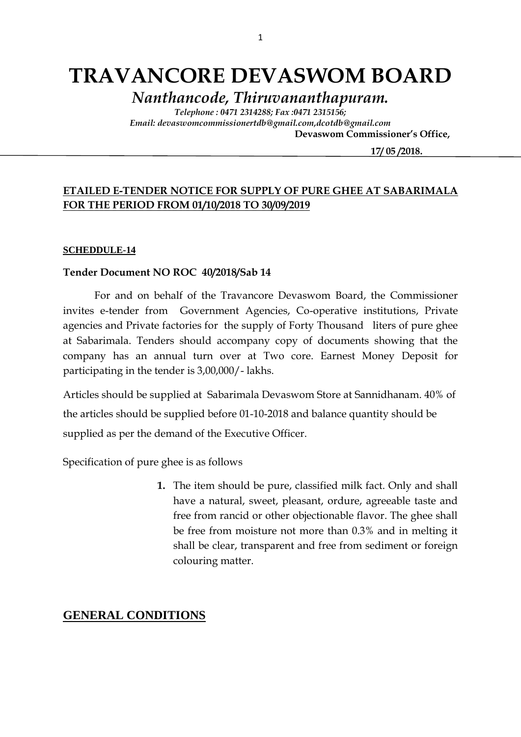# TRAVANCORE DEVASWOM BOARD

*Nanthancode, Thiruvananthapuram.*

*Telephone : 0471 2314288; Fax :0471 2315156;*
*Email: devaswomcommissionertdb@gmail.com,dcotdb@gmail.com*

**Devaswom Commissioner's Office,**

**17/ 05 /2018.**

## ETAILED E-TENDER NOTICE FOR SUPPLY OF PURE GHEE AT SABARIMALA FOR THE PERIOD FROM 01/10/2018 TO 30/09/2019

**SCHEDDULE-14**

**Tender Document NO ROC 40/2018/Sab 14**

For and on behalf of the Travancore Devaswom Board, the Commissioner invites e-tender from Government Agencies, Co-operative institutions, Private agencies and Private factories for the supply of Forty Thousand liters of pure ghee at Sabarimala. Tenders should accompany copy of documents showing that the company has an annual turn over at Two core. Earnest Money Deposit for participating in the tender is 3,00,000/- lakhs.

Articles should be supplied at Sabarimala Devaswom Store at Sannidhanam. 40% of the articles should be supplied before 01-10-2018 and balance quantity should be supplied as per the demand of the Executive Officer.

Specification of pure ghee is as follows

1. The item should be pure, classified milk fact. Only and shall have a natural, sweet, pleasant, ordure, agreeable taste and free from rancid or other objectionable flavor. The ghee shall be free from moisture not more than 0.3% and in melting it shall be clear, transparent and free from sediment or foreign colouring matter.

## GENERAL CONDITIONS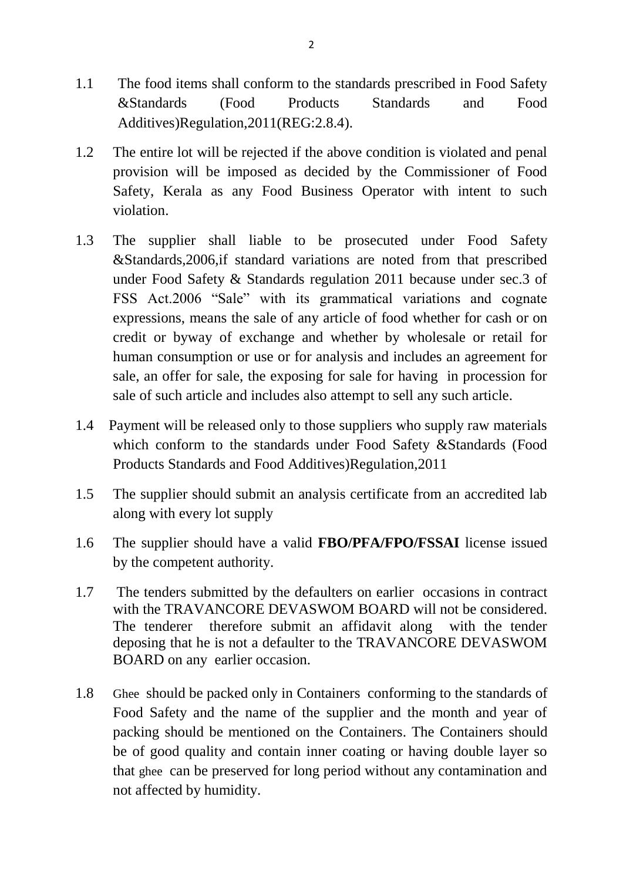1.1 The food items shall conform to the standards prescribed in Food Safety &Standards (Food Products Standards and Food Additives)Regulation,2011(REG:2.8.4).

1.2 The entire lot will be rejected if the above condition is violated and penal provision will be imposed as decided by the Commissioner of Food Safety, Kerala as any Food Business Operator with intent to such violation.

1.3 The supplier shall liable to be prosecuted under Food Safety &Standards,2006,if standard variations are noted from that prescribed under Food Safety & Standards regulation 2011 because under sec.3 of FSS Act.2006 "Sale" with its grammatical variations and cognate expressions, means the sale of any article of food whether for cash or on credit or byway of exchange and whether by wholesale or retail for human consumption or use or for analysis and includes an agreement for sale, an offer for sale, the exposing for sale for having in procession for sale of such article and includes also attempt to sell any such article.

1.4 Payment will be released only to those suppliers who supply raw materials which conform to the standards under Food Safety &Standards (Food Products Standards and Food Additives)Regulation,2011

1.5 The supplier should submit an analysis certificate from an accredited lab along with every lot supply

1.6 The supplier should have a valid **FBO/PFA/FPO/FSSAI** license issued by the competent authority.

1.7 The tenders submitted by the defaulters on earlier occasions in contract with the TRAVANCORE DEVASWOM BOARD will not be considered. The tenderer therefore submit an affidavit along with the tender deposing that he is not a defaulter to the TRAVANCORE DEVASWOM BOARD on any earlier occasion.

1.8 Ghee should be packed only in Containers conforming to the standards of Food Safety and the name of the supplier and the month and year of packing should be mentioned on the Containers. The Containers should be of good quality and contain inner coating or having double layer so that ghee can be preserved for long period without any contamination and not affected by humidity.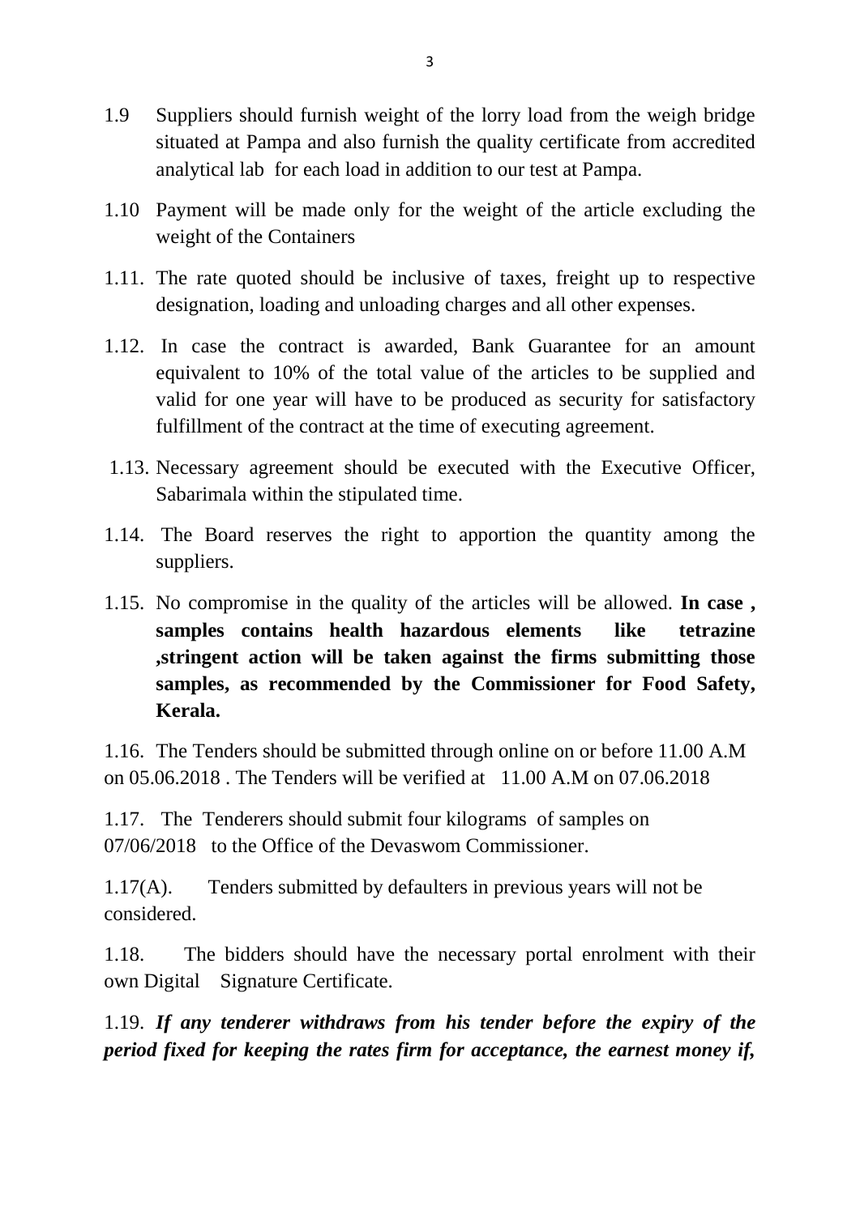1.9 Suppliers should furnish weight of the lorry load from the weigh bridge situated at Pampa and also furnish the quality certificate from accredited analytical lab for each load in addition to our test at Pampa.

1.10 Payment will be made only for the weight of the article excluding the weight of the Containers

1.11. The rate quoted should be inclusive of taxes, freight up to respective designation, loading and unloading charges and all other expenses.

1.12. In case the contract is awarded, Bank Guarantee for an amount equivalent to 10% of the total value of the articles to be supplied and valid for one year will have to be produced as security for satisfactory fulfillment of the contract at the time of executing agreement.

1.13. Necessary agreement should be executed with the Executive Officer, Sabarimala within the stipulated time.

1.14. The Board reserves the right to apportion the quantity among the suppliers.

1.15. No compromise in the quality of the articles will be allowed. **In case , samples contains health hazardous elements like tetrazine ,stringent action will be taken against the firms submitting those samples, as recommended by the Commissioner for Food Safety, Kerala.**

1.16. The Tenders should be submitted through online on or before 11.00 A.M on 05.06.2018 . The Tenders will be verified at 11.00 A.M on 07.06.2018

1.17. The Tenderers should submit four kilograms of samples on 07/06/2018 to the Office of the Devaswom Commissioner.

1.17(A). Tenders submitted by defaulters in previous years will not be considered.

1.18. The bidders should have the necessary portal enrolment with their own Digital Signature Certificate.

1.19. ***If any tenderer withdraws from his tender before the expiry of the period fixed for keeping the rates firm for acceptance, the earnest money if,***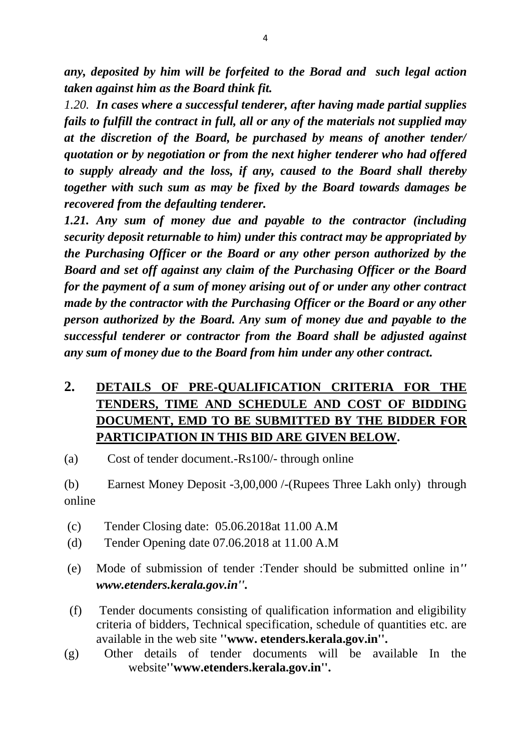***any, deposited by him will be forfeited to the Borad and such legal action taken against him as the Board think fit.***

*1.20.* ***In cases where a successful tenderer, after having made partial supplies fails to fulfill the contract in full, all or any of the materials not supplied may at the discretion of the Board, be purchased by means of another tender/ quotation or by negotiation or from the next higher tenderer who had offered to supply already and the loss, if any, caused to the Board shall thereby together with such sum as may be fixed by the Board towards damages be recovered from the defaulting tenderer.***

***1.21. Any sum of money due and payable to the contractor (including security deposit returnable to him) under this contract may be appropriated by the Purchasing Officer or the Board or any other person authorized by the Board and set off against any claim of the Purchasing Officer or the Board for the payment of a sum of money arising out of or under any other contract made by the contractor with the Purchasing Officer or the Board or any other person authorized by the Board. Any sum of money due and payable to the successful tenderer or contractor from the Board shall be adjusted against any sum of money due to the Board from him under any other contract.***

## 2. DETAILS OF PRE-QUALIFICATION CRITERIA FOR THE TENDERS, TIME AND SCHEDULE AND COST OF BIDDING DOCUMENT, EMD TO BE SUBMITTED BY THE BIDDER FOR PARTICIPATION IN THIS BID ARE GIVEN BELOW.

(a) Cost of tender document.-Rs100/- through online

(b) Earnest Money Deposit -3,00,000 /-(Rupees Three Lakh only) through online

(c) Tender Closing date: 05.06.2018at 11.00 A.M

(d) Tender Opening date 07.06.2018 at 11.00 A.M

(e) Mode of submission of tender :Tender should be submitted online in*'' www.etenders.kerala.gov.in''.*

(f) Tender documents consisting of qualification information and eligibility criteria of bidders, Technical specification, schedule of quantities etc. are available in the web site **''www. etenders.kerala.gov.in''.**

(g) Other details of tender documents will be available In the website**''www.etenders.kerala.gov.in''.**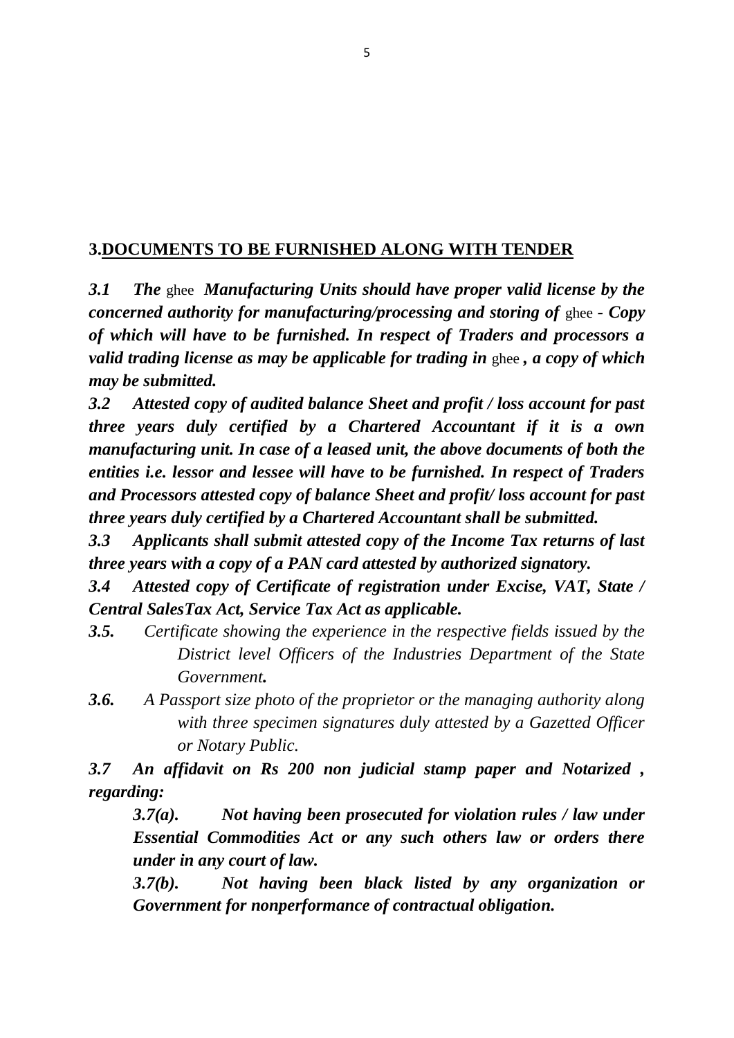## 3.DOCUMENTS TO BE FURNISHED ALONG WITH TENDER

***3.1 The*** ghee ***Manufacturing Units should have proper valid license by the concerned authority for manufacturing/processing and storing of*** ghee ***- Copy of which will have to be furnished. In respect of Traders and processors a valid trading license as may be applicable for trading in*** ghee ***, a copy of which may be submitted.***

***3.2 Attested copy of audited balance Sheet and profit / loss account for past three years duly certified by a Chartered Accountant if it is a own manufacturing unit. In case of a leased unit, the above documents of both the entities i.e. lessor and lessee will have to be furnished. In respect of Traders and Processors attested copy of balance Sheet and profit/ loss account for past three years duly certified by a Chartered Accountant shall be submitted.***

***3.3 Applicants shall submit attested copy of the Income Tax returns of last three years with a copy of a PAN card attested by authorized signatory.***

***3.4 Attested copy of Certificate of registration under Excise, VAT, State / Central SalesTax Act, Service Tax Act as applicable.***

***3.5.*** *Certificate showing the experience in the respective fields issued by the District level Officers of the Industries Department of the State Government.*

***3.6.*** *A Passport size photo of the proprietor or the managing authority along with three specimen signatures duly attested by a Gazetted Officer or Notary Public.*

***3.7 An affidavit on Rs 200 non judicial stamp paper and Notarized , regarding:***

***3.7(a). Not having been prosecuted for violation rules / law under Essential Commodities Act or any such others law or orders there under in any court of law.***

***3.7(b). Not having been black listed by any organization or Government for nonperformance of contractual obligation.***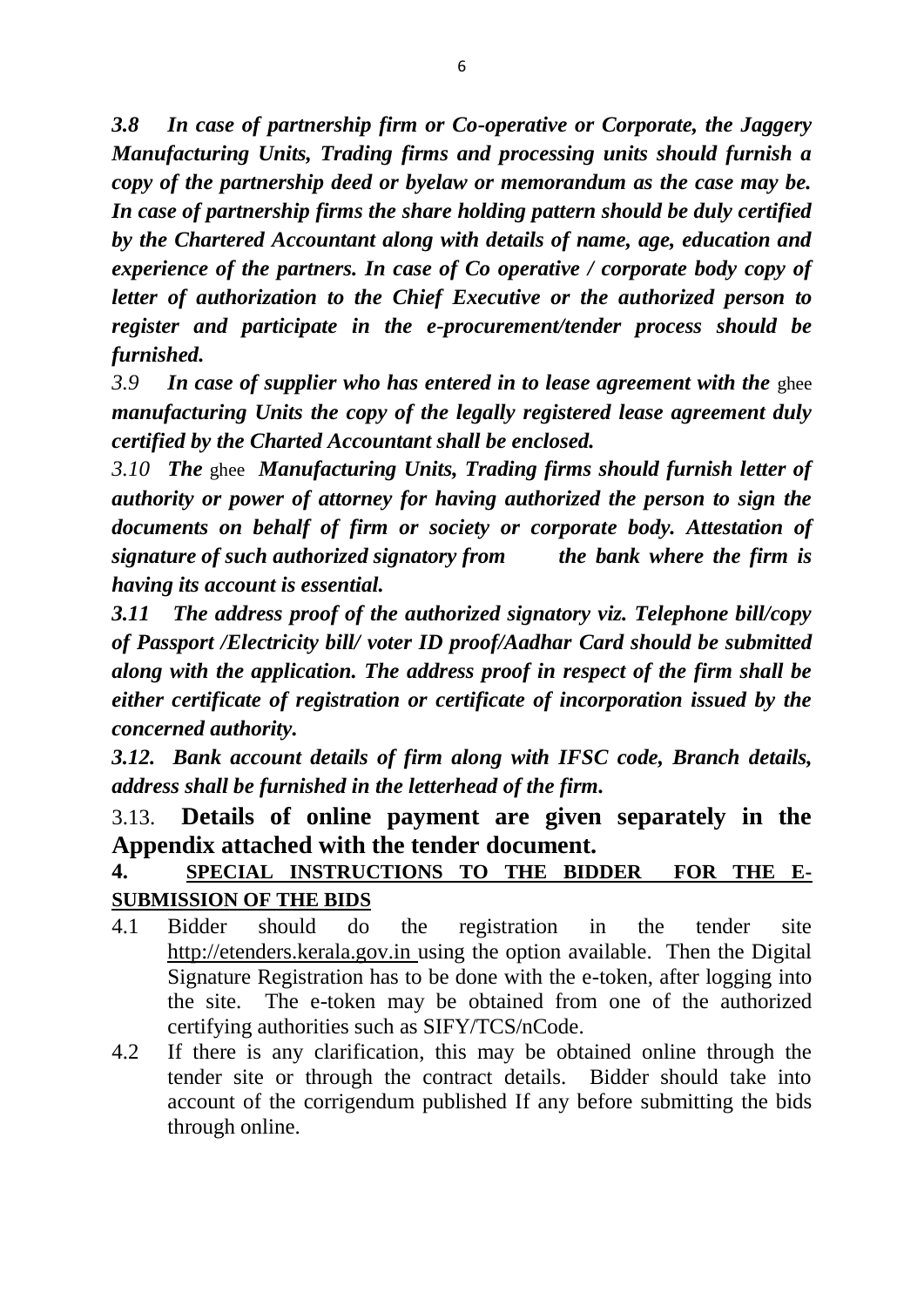***3.8 In case of partnership firm or Co-operative or Corporate, the Jaggery Manufacturing Units, Trading firms and processing units should furnish a copy of the partnership deed or byelaw or memorandum as the case may be. In case of partnership firms the share holding pattern should be duly certified by the Chartered Accountant along with details of name, age, education and experience of the partners. In case of Co operative / corporate body copy of letter of authorization to the Chief Executive or the authorized person to register and participate in the e-procurement/tender process should be furnished.***

*3.9* ***In case of supplier who has entered in to lease agreement with the*** ghee ***manufacturing Units the copy of the legally registered lease agreement duly certified by the Charted Accountant shall be enclosed.***

*3.10* ***The*** ghee ***Manufacturing Units, Trading firms should furnish letter of authority or power of attorney for having authorized the person to sign the documents on behalf of firm or society or corporate body. Attestation of signature of such authorized signatory from the bank where the firm is having its account is essential.***

***3.11 The address proof of the authorized signatory viz. Telephone bill/copy of Passport /Electricity bill/ voter ID proof/Aadhar Card should be submitted along with the application. The address proof in respect of the firm shall be either certificate of registration or certificate of incorporation issued by the concerned authority.***

***3.12. Bank account details of firm along with IFSC code, Branch details, address shall be furnished in the letterhead of the firm.***

3.13. **Details of online payment are given separately in the Appendix attached with the tender document.**

## 4. SPECIAL INSTRUCTIONS TO THE BIDDER FOR THE E-SUBMISSION OF THE BIDS

4.1 Bidder should do the registration in the tender site http://etenders.kerala.gov.in using the option available. Then the Digital Signature Registration has to be done with the e-token, after logging into the site. The e-token may be obtained from one of the authorized certifying authorities such as SIFY/TCS/nCode.

4.2 If there is any clarification, this may be obtained online through the tender site or through the contract details. Bidder should take into account of the corrigendum published If any before submitting the bids through online.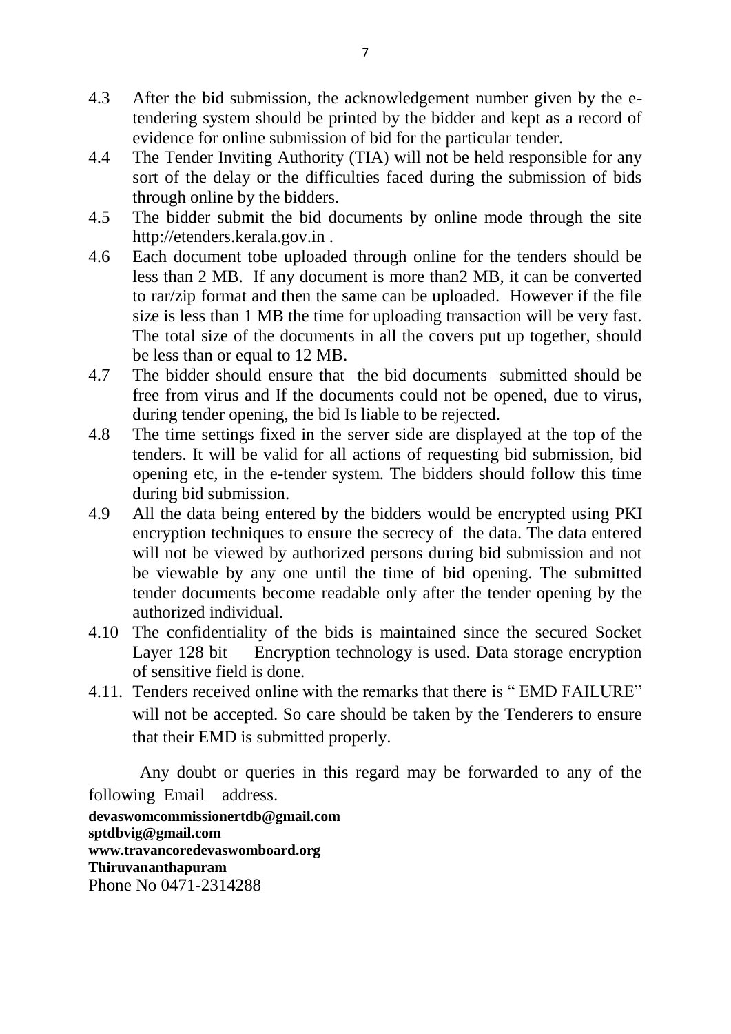4.3 After the bid submission, the acknowledgement number given by the e-tendering system should be printed by the bidder and kept as a record of evidence for online submission of bid for the particular tender.

4.4 The Tender Inviting Authority (TIA) will not be held responsible for any sort of the delay or the difficulties faced during the submission of bids through online by the bidders.

4.5 The bidder submit the bid documents by online mode through the site http://etenders.kerala.gov.in .

4.6 Each document tobe uploaded through online for the tenders should be less than 2 MB. If any document is more than2 MB, it can be converted to rar/zip format and then the same can be uploaded. However if the file size is less than 1 MB the time for uploading transaction will be very fast. The total size of the documents in all the covers put up together, should be less than or equal to 12 MB.

4.7 The bidder should ensure that the bid documents submitted should be free from virus and If the documents could not be opened, due to virus, during tender opening, the bid Is liable to be rejected.

4.8 The time settings fixed in the server side are displayed at the top of the tenders. It will be valid for all actions of requesting bid submission, bid opening etc, in the e-tender system. The bidders should follow this time during bid submission.

4.9 All the data being entered by the bidders would be encrypted using PKI encryption techniques to ensure the secrecy of the data. The data entered will not be viewed by authorized persons during bid submission and not be viewable by any one until the time of bid opening. The submitted tender documents become readable only after the tender opening by the authorized individual.

4.10 The confidentiality of the bids is maintained since the secured Socket Layer 128 bit Encryption technology is used. Data storage encryption of sensitive field is done.

4.11. Tenders received online with the remarks that there is " EMD FAILURE" will not be accepted. So care should be taken by the Tenderers to ensure that their EMD is submitted properly.

Any doubt or queries in this regard may be forwarded to any of the following Email address.

**devaswomcommissionertdb@gmail.com**
**sptdbvig@gmail.com**
**www.travancoredevaswomboard.org**
**Thiruvananthapuram**
Phone No 0471-2314288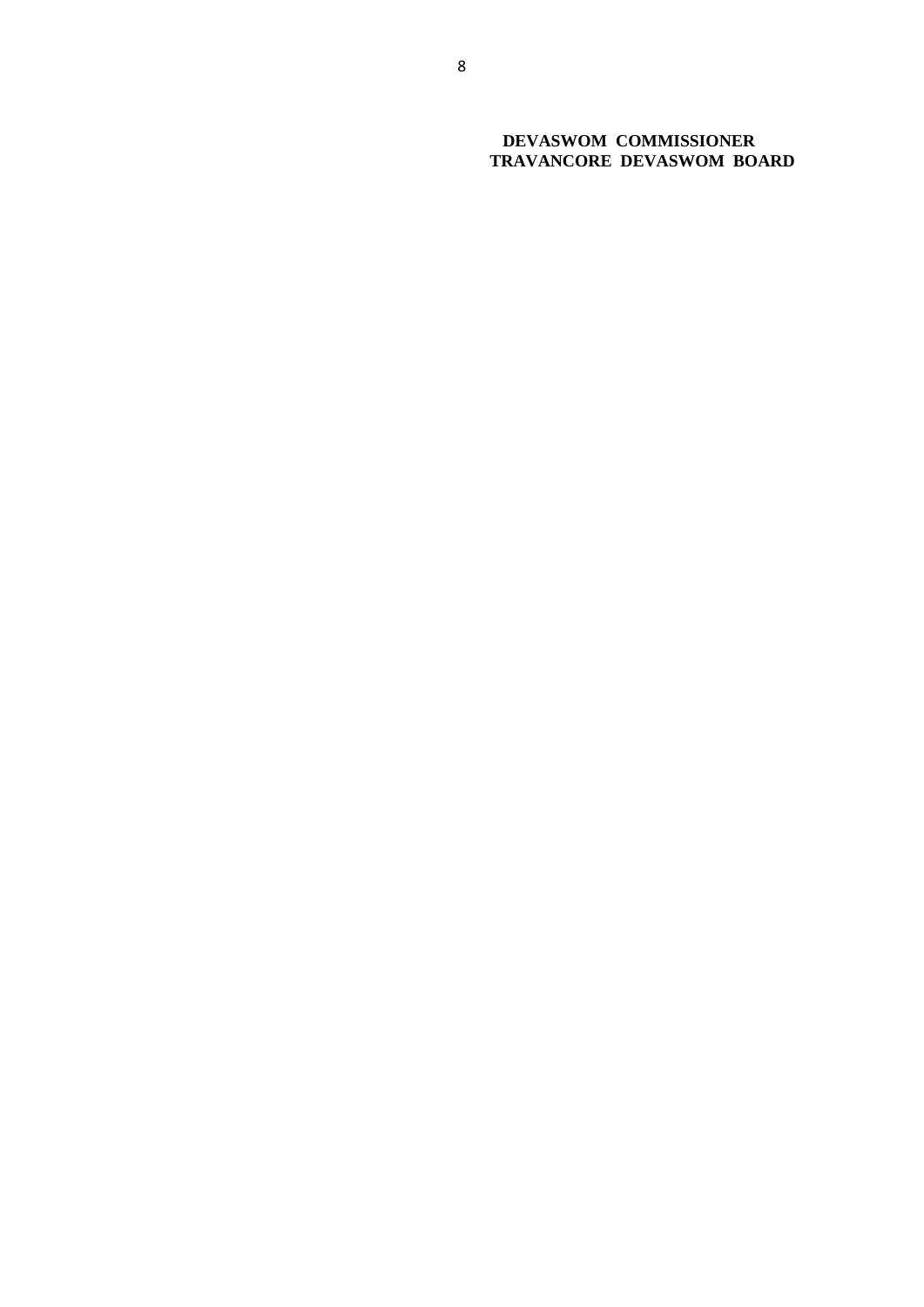**DEVASWOM COMMISSIONER**
**TRAVANCORE DEVASWOM BOARD**